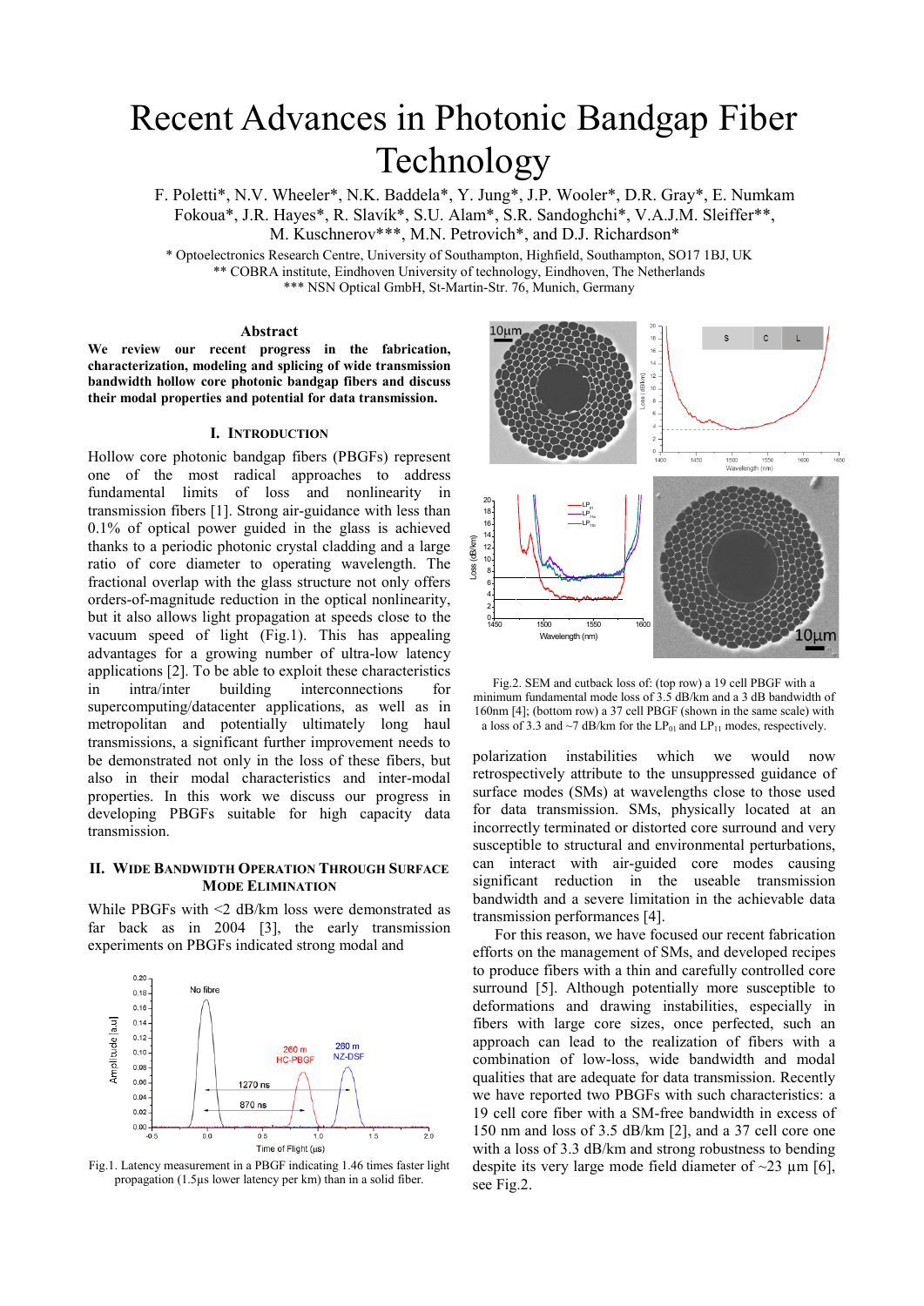# Recent Advances in Photonic Bandgap Fiber Technology

F. Poletti*, N.V. Wheeler*, N.K. Baddela*, Y. Jung*, J.P. Wooler*, D.R. Gray*, E. Numkam Fokoua*, J.R. Hayes*, R. Slavík*, S.U. Alam*, S.R. Sandoghchi*, V.A.J.M. Sleiffer**, M. Kuschnerov***, M.N. Petrovich*, and D.J. Richardson*

\* Optoelectronics Research Centre, University of Southampton, Highfield, Southampton, SO17 1BJ, UK
\*\* COBRA institute, Eindhoven University of technology, Eindhoven, The Netherlands
\*\*\* NSN Optical GmbH, St-Martin-Str. 76, Munich, Germany

### Abstract

**We review our recent progress in the fabrication, characterization, modeling and splicing of wide transmission bandwidth hollow core photonic bandgap fibers and discuss their modal properties and potential for data transmission.**

## I. Introduction

Hollow core photonic bandgap fibers (PBGFs) represent one of the most radical approaches to address fundamental limits of loss and nonlinearity in transmission fibers [1]. Strong air-guidance with less than 0.1% of optical power guided in the glass is achieved thanks to a periodic photonic crystal cladding and a large ratio of core diameter to operating wavelength. The fractional overlap with the glass structure not only offers orders-of-magnitude reduction in the optical nonlinearity, but it also allows light propagation at speeds close to the vacuum speed of light (Fig.1). This has appealing advantages for a growing number of ultra-low latency applications [2]. To be able to exploit these characteristics in intra/inter building interconnections for supercomputing/datacenter applications, as well as in metropolitan and potentially ultimately long haul transmissions, a significant further improvement needs to be demonstrated not only in the loss of these fibers, but also in their modal characteristics and inter-modal properties. In this work we discuss our progress in developing PBGFs suitable for high capacity data transmission.

## II. Wide Bandwidth Operation Through Surface Mode Elimination

While PBGFs with <2 dB/km loss were demonstrated as far back as in 2004 [3], the early transmission experiments on PBGFs indicated strong modal and polarization instabilities which we would now retrospectively attribute to the unsuppressed guidance of surface modes (SMs) at wavelengths close to those used for data transmission. SMs, physically located at an incorrectly terminated or distorted core surround and very susceptible to structural and environmental perturbations, can interact with air-guided core modes causing significant reduction in the useable transmission bandwidth and a severe limitation in the achievable data transmission performances [4].

Fig.1. Latency measurement in a PBGF indicating 1.46 times faster light propagation (1.5μs lower latency per km) than in a solid fiber.

Fig.2. SEM and cutback loss of: (top row) a 19 cell PBGF with a minimum fundamental mode loss of 3.5 dB/km and a 3 dB bandwidth of 160nm [4]; (bottom row) a 37 cell PBGF (shown in the same scale) with a loss of 3.3 and ~7 dB/km for the $LP_{01}$ and $LP_{11}$ modes, respectively.

For this reason, we have focused our recent fabrication efforts on the management of SMs, and developed recipes to produce fibers with a thin and carefully controlled core surround [5]. Although potentially more susceptible to deformations and drawing instabilities, especially in fibers with large core sizes, once perfected, such an approach can lead to the realization of fibers with a combination of low-loss, wide bandwidth and modal qualities that are adequate for data transmission. Recently we have reported two PBGFs with such characteristics: a 19 cell core fiber with a SM-free bandwidth in excess of 150 nm and loss of 3.5 dB/km [2], and a 37 cell core one with a loss of 3.3 dB/km and strong robustness to bending despite its very large mode field diameter of ~23 μm [6], see Fig.2.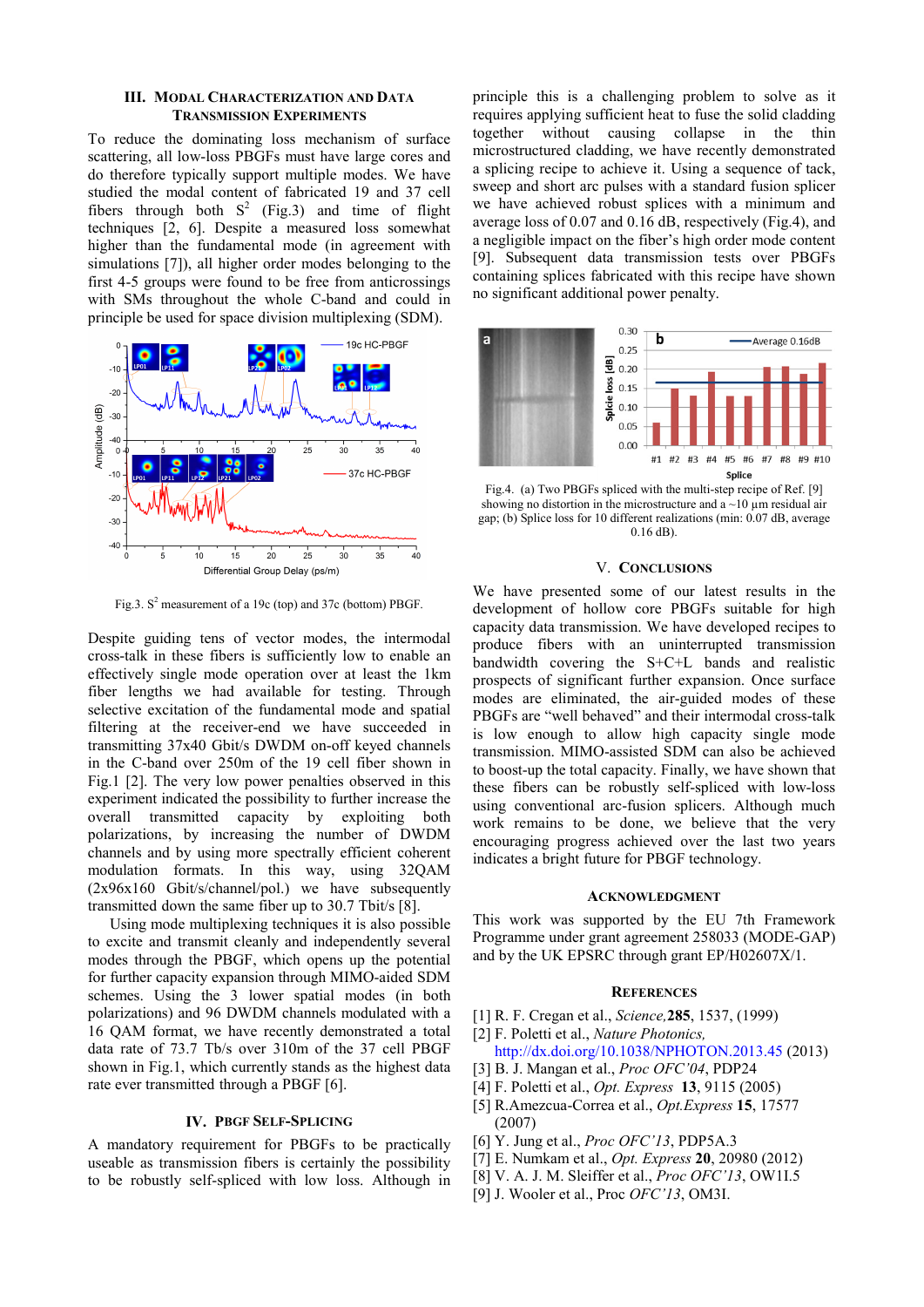## III. Modal Characterization and Data Transmission Experiments

To reduce the dominating loss mechanism of surface scattering, all low-loss PBGFs must have large cores and do therefore typically support multiple modes. We have studied the modal content of fabricated 19 and 37 cell fibers through both $S^2$ (Fig.3) and time of flight techniques [2, 6]. Despite a measured loss somewhat higher than the fundamental mode (in agreement with simulations [7]), all higher order modes belonging to the first 4-5 groups were found to be free from anticrossings with SMs throughout the whole C-band and could in principle be used for space division multiplexing (SDM).

19c HC-PBGF

LP01 LP11 LP21 LP02

37c HC-PBGF

LP01 LP11 LP12 LP21 LP02

Amplitude (dB)

Differential Group Delay (ps/m)

Fig.3. $S^2$ measurement of a 19c (top) and 37c (bottom) PBGF.

Despite guiding tens of vector modes, the intermodal cross-talk in these fibers is sufficiently low to enable an effectively single mode operation over at least the 1km fiber lengths we had available for testing. Through selective excitation of the fundamental mode and spatial filtering at the receiver-end we have succeeded in transmitting 37x40 Gbit/s DWDM on-off keyed channels in the C-band over 250m of the 19 cell fiber shown in Fig.1 [2]. The very low power penalties observed in this experiment indicated the possibility to further increase the overall transmitted capacity by exploiting both polarizations, by increasing the number of DWDM channels and by using more spectrally efficient coherent modulation formats. In this way, using 32QAM (2x96x160 Gbit/s/channel/pol.) we have subsequently transmitted down the same fiber up to 30.7 Tbit/s [8].

Using mode multiplexing techniques it is also possible to excite and transmit cleanly and independently several modes through the PBGF, which opens up the potential for further capacity expansion through MIMO-aided SDM schemes. Using the 3 lower spatial modes (in both polarizations) and 96 DWDM channels modulated with a 16 QAM format, we have recently demonstrated a total data rate of 73.7 Tb/s over 310m of the 37 cell PBGF shown in Fig.1, which currently stands as the highest data rate ever transmitted through a PBGF [6].

## IV. PBGF Self-Splicing

A mandatory requirement for PBGFs to be practically useable as transmission fibers is certainly the possibility to be robustly self-spliced with low loss. Although in principle this is a challenging problem to solve as it requires applying sufficient heat to fuse the solid cladding together without causing collapse in the thin microstructured cladding, we have recently demonstrated a splicing recipe to achieve it. Using a sequence of tack, sweep and short arc pulses with a standard fusion splicer we have achieved robust splices with a minimum and average loss of 0.07 and 0.16 dB, respectively (Fig.4), and a negligible impact on the fiber's high order mode content [9]. Subsequent data transmission tests over PBGFs containing splices fabricated with this recipe have shown no significant additional power penalty.

a

b

Average 0.16dB

Splice loss [dB]

Splice

#1 #2 #3 #4 #5 #6 #7 #8 #9 #10

Fig.4. (a) Two PBGFs spliced with the multi-step recipe of Ref. [9] showing no distortion in the microstructure and a ~10 µm residual air gap; (b) Splice loss for 10 different realizations (min: 0.07 dB, average 0.16 dB).

## V. Conclusions

We have presented some of our latest results in the development of hollow core PBGFs suitable for high capacity data transmission. We have developed recipes to produce fibers with an uninterrupted transmission bandwidth covering the S+C+L bands and realistic prospects of significant further expansion. Once surface modes are eliminated, the air-guided modes of these PBGFs are "well behaved" and their intermodal cross-talk is low enough to allow high capacity single mode transmission. MIMO-assisted SDM can also be achieved to boost-up the total capacity. Finally, we have shown that these fibers can be robustly self-spliced with low-loss using conventional arc-fusion splicers. Although much work remains to be done, we believe that the very encouraging progress achieved over the last two years indicates a bright future for PBGF technology.

### Acknowledgment

This work was supported by the EU 7th Framework Programme under grant agreement 258033 (MODE-GAP) and by the UK EPSRC through grant EP/H02607X/1.

### References

[1] R. F. Cregan et al., *Science,* **285**, 1537, (1999)

[2] F. Poletti et al., *Nature Photonics,* http://dx.doi.org/10.1038/NPHOTON.2013.45 (2013)

[3] B. J. Mangan et al., *Proc OFC'04*, PDP24

[4] F. Poletti et al., *Opt. Express* **13**, 9115 (2005)

[5] R.Amezcua-Correa et al., *Opt.Express* **15**, 17577 (2007)

[6] Y. Jung et al., *Proc OFC'13*, PDP5A.3

[7] E. Numkam et al., *Opt. Express* **20**, 20980 (2012)

[8] V. A. J. M. Sleiffer et al., *Proc OFC'13*, OW1I.5

[9] J. Wooler et al., Proc *OFC'13*, OM3I.